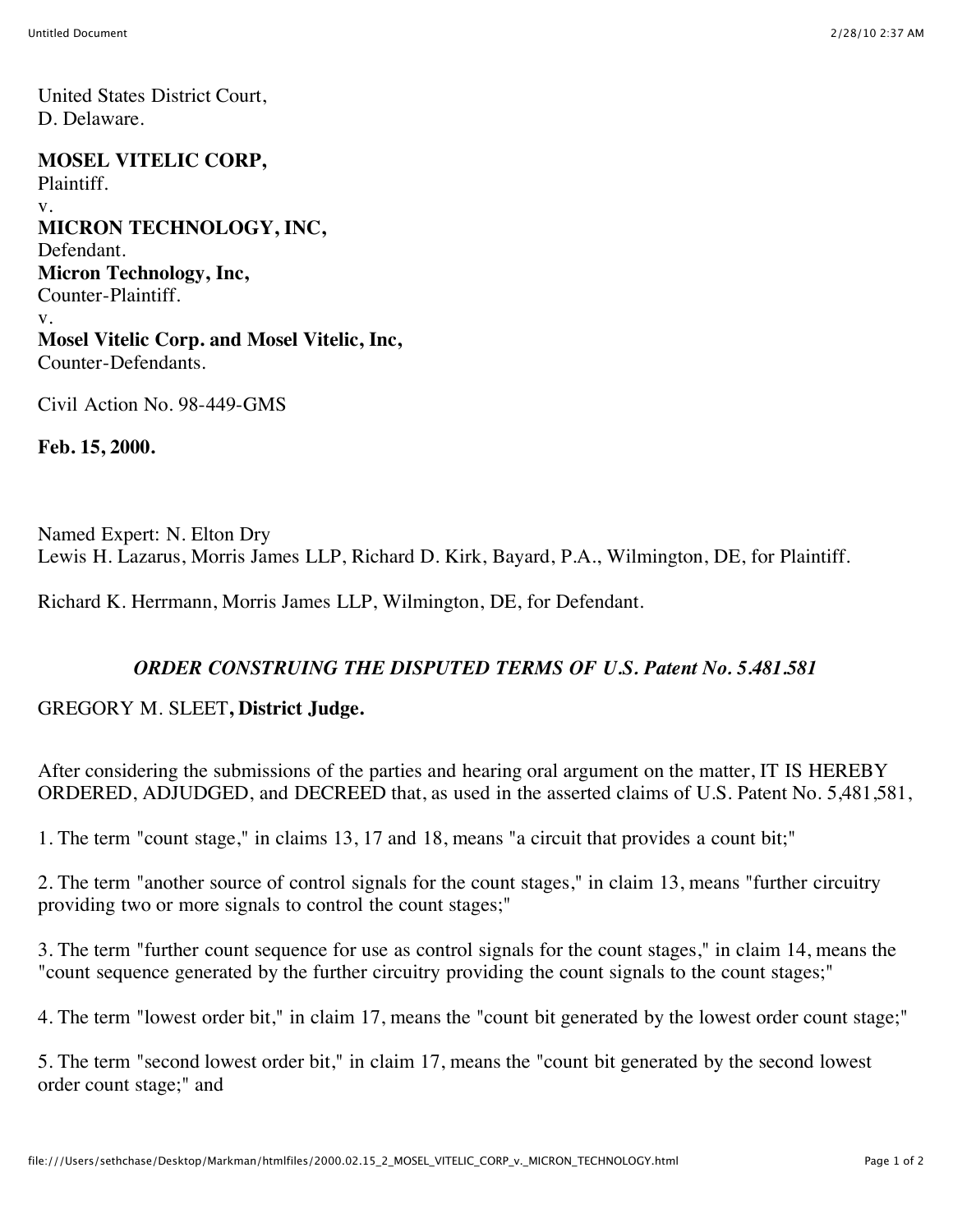United States District Court,
D. Delaware.

**MOSEL VITELIC CORP,**
Plaintiff.
v.
**MICRON TECHNOLOGY, INC,**
Defendant.
**Micron Technology, Inc,**
Counter-Plaintiff.
v.
**Mosel Vitelic Corp. and Mosel Vitelic, Inc,**
Counter-Defendants.

Civil Action No. 98-449-GMS

**Feb. 15, 2000.**

Named Expert: N. Elton Dry
Lewis H. Lazarus, Morris James LLP, Richard D. Kirk, Bayard, P.A., Wilmington, DE, for Plaintiff.

Richard K. Herrmann, Morris James LLP, Wilmington, DE, for Defendant.

*ORDER CONSTRUING THE DISPUTED TERMS OF U.S. Patent No. 5.481.581*

GREGORY M. SLEET**, District Judge.**

After considering the submissions of the parties and hearing oral argument on the matter, IT IS HEREBY ORDERED, ADJUDGED, and DECREED that, as used in the asserted claims of U.S. Patent No. 5,481,581,

1. The term "count stage," in claims 13, 17 and 18, means "a circuit that provides a count bit;"

2. The term "another source of control signals for the count stages," in claim 13, means "further circuitry providing two or more signals to control the count stages;"

3. The term "further count sequence for use as control signals for the count stages," in claim 14, means the "count sequence generated by the further circuitry providing the count signals to the count stages;"

4. The term "lowest order bit," in claim 17, means the "count bit generated by the lowest order count stage;"

5. The term "second lowest order bit," in claim 17, means the "count bit generated by the second lowest order count stage;" and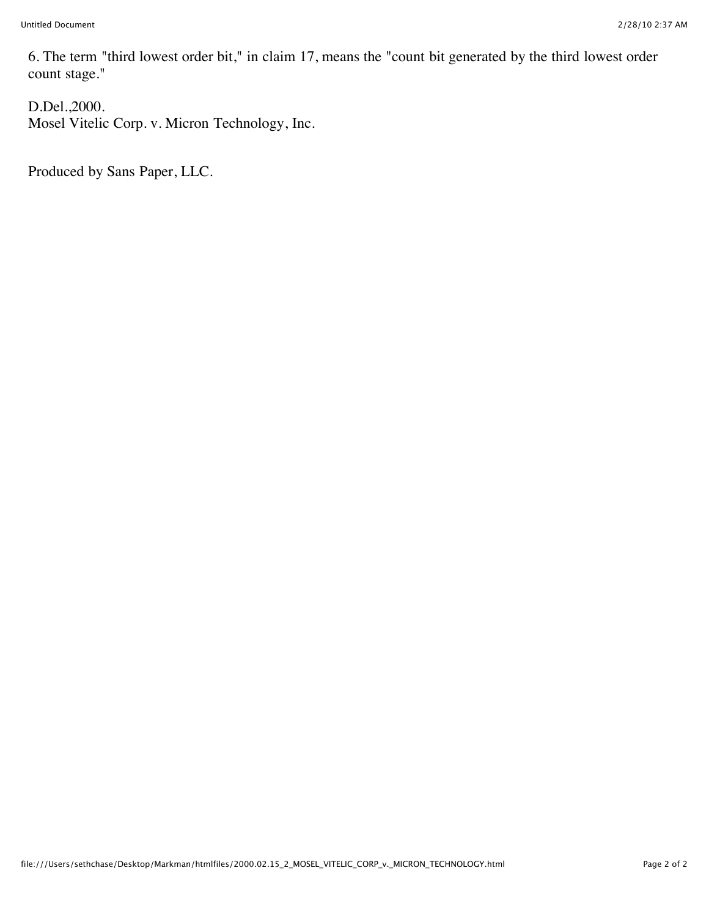6. The term "third lowest order bit," in claim 17, means the "count bit generated by the third lowest order count stage."

D.Del.,2000.
Mosel Vitelic Corp. v. Micron Technology, Inc.

Produced by Sans Paper, LLC.